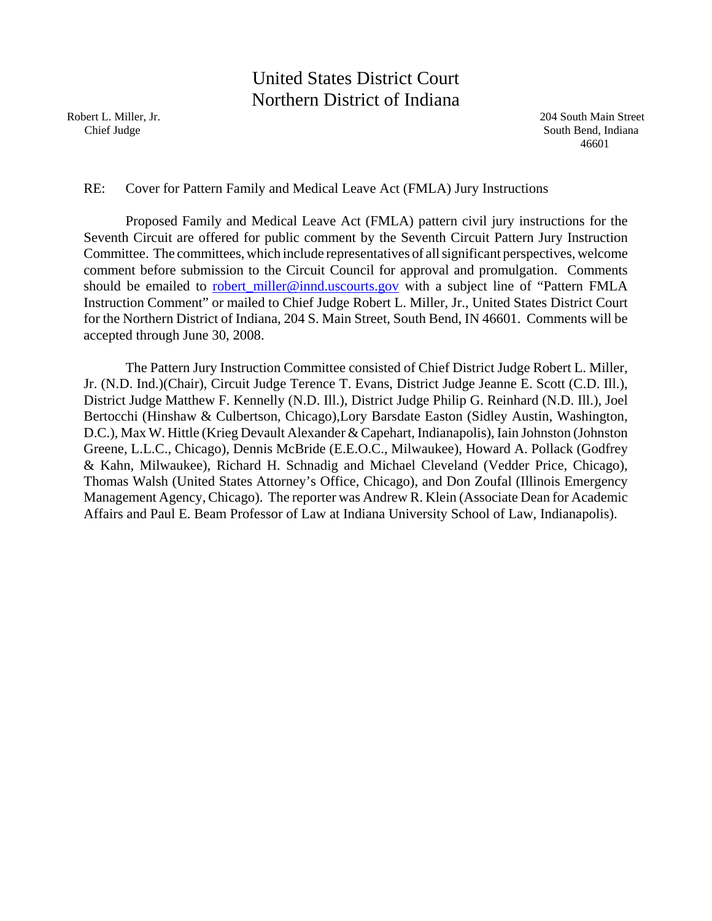# United States District Court
# Northern District of Indiana

Robert L. Miller, Jr.
Chief Judge

204 South Main Street
South Bend, Indiana
46601

RE: Cover for Pattern Family and Medical Leave Act (FMLA) Jury Instructions

Proposed Family and Medical Leave Act (FMLA) pattern civil jury instructions for the Seventh Circuit are offered for public comment by the Seventh Circuit Pattern Jury Instruction Committee. The committees, which include representatives of all significant perspectives, welcome comment before submission to the Circuit Council for approval and promulgation. Comments should be emailed to robert_miller@innd.uscourts.gov with a subject line of "Pattern FMLA Instruction Comment" or mailed to Chief Judge Robert L. Miller, Jr., United States District Court for the Northern District of Indiana, 204 S. Main Street, South Bend, IN 46601. Comments will be accepted through June 30, 2008.

The Pattern Jury Instruction Committee consisted of Chief District Judge Robert L. Miller, Jr. (N.D. Ind.)(Chair), Circuit Judge Terence T. Evans, District Judge Jeanne E. Scott (C.D. Ill.), District Judge Matthew F. Kennelly (N.D. Ill.), District Judge Philip G. Reinhard (N.D. Ill.), Joel Bertocchi (Hinshaw & Culbertson, Chicago),Lory Barsdate Easton (Sidley Austin, Washington, D.C.), Max W. Hittle (Krieg Devault Alexander & Capehart, Indianapolis), Iain Johnston (Johnston Greene, L.L.C., Chicago), Dennis McBride (E.E.O.C., Milwaukee), Howard A. Pollack (Godfrey & Kahn, Milwaukee), Richard H. Schnadig and Michael Cleveland (Vedder Price, Chicago), Thomas Walsh (United States Attorney's Office, Chicago), and Don Zoufal (Illinois Emergency Management Agency, Chicago). The reporter was Andrew R. Klein (Associate Dean for Academic Affairs and Paul E. Beam Professor of Law at Indiana University School of Law, Indianapolis).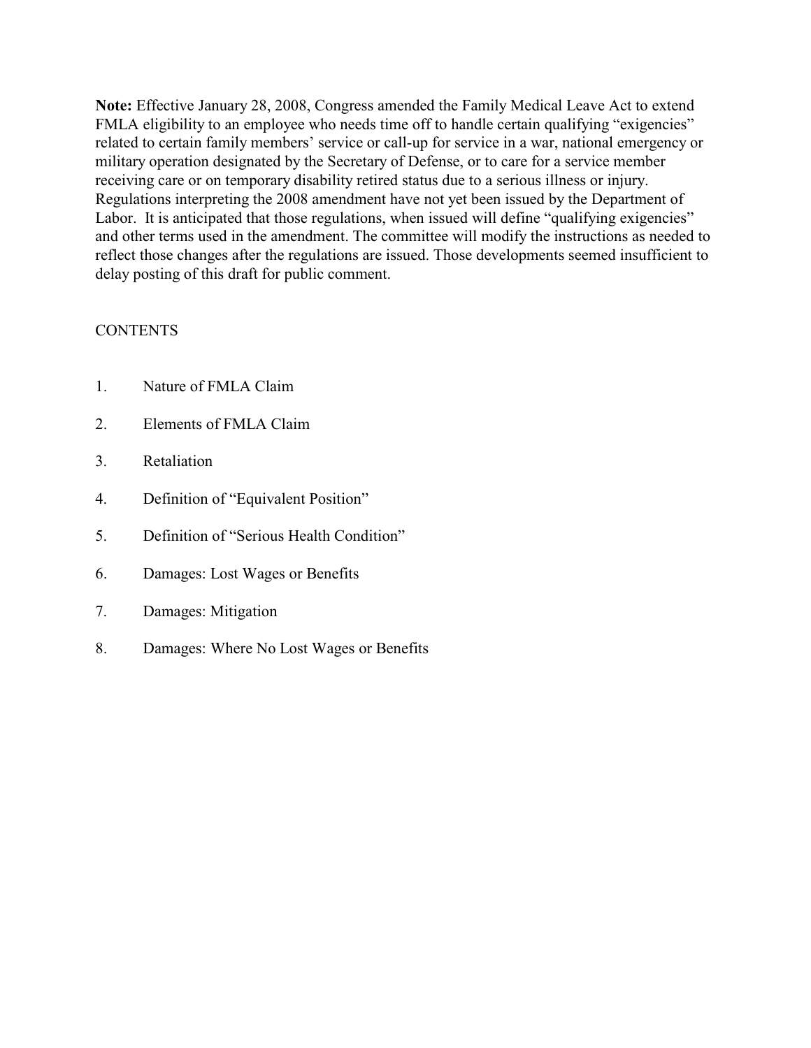**Note:** Effective January 28, 2008, Congress amended the Family Medical Leave Act to extend FMLA eligibility to an employee who needs time off to handle certain qualifying "exigencies" related to certain family members' service or call-up for service in a war, national emergency or military operation designated by the Secretary of Defense, or to care for a service member receiving care or on temporary disability retired status due to a serious illness or injury. Regulations interpreting the 2008 amendment have not yet been issued by the Department of Labor. It is anticipated that those regulations, when issued will define "qualifying exigencies" and other terms used in the amendment. The committee will modify the instructions as needed to reflect those changes after the regulations are issued. Those developments seemed insufficient to delay posting of this draft for public comment.

CONTENTS

1. Nature of FMLA Claim
2. Elements of FMLA Claim
3. Retaliation
4. Definition of "Equivalent Position"
5. Definition of "Serious Health Condition"
6. Damages: Lost Wages or Benefits
7. Damages: Mitigation
8. Damages: Where No Lost Wages or Benefits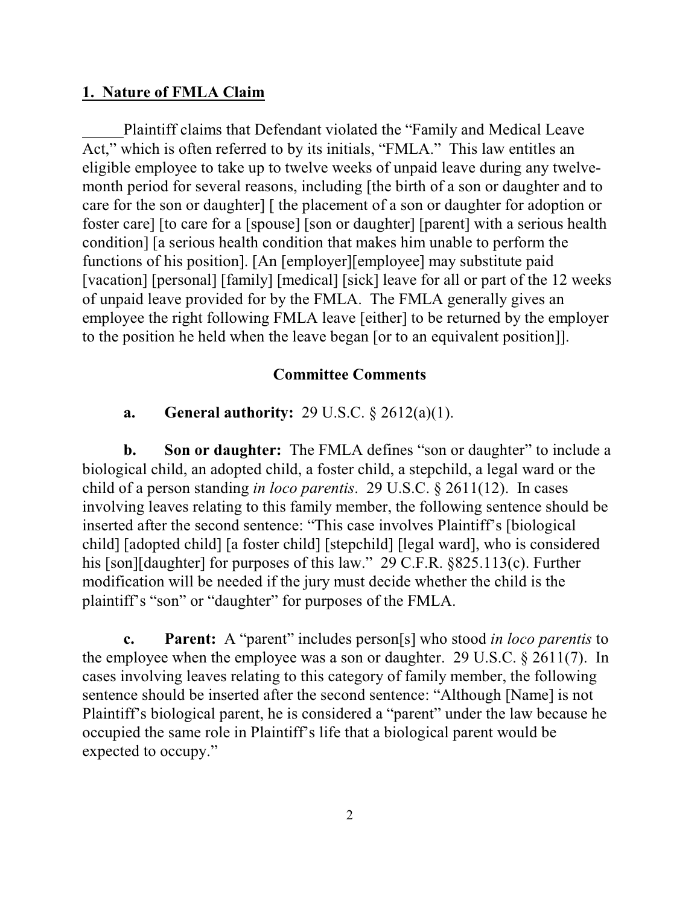## 1. Nature of FMLA Claim

_____Plaintiff claims that Defendant violated the "Family and Medical Leave Act," which is often referred to by its initials, "FMLA." This law entitles an eligible employee to take up to twelve weeks of unpaid leave during any twelve-month period for several reasons, including [the birth of a son or daughter and to care for the son or daughter] [ the placement of a son or daughter for adoption or foster care] [to care for a [spouse] [son or daughter] [parent] with a serious health condition] [a serious health condition that makes him unable to perform the functions of his position]. [An [employer][employee] may substitute paid [vacation] [personal] [family] [medical] [sick] leave for all or part of the 12 weeks of unpaid leave provided for by the FMLA. The FMLA generally gives an employee the right following FMLA leave [either] to be returned by the employer to the position he held when the leave began [or to an equivalent position]].

### Committee Comments

**a. General authority:** 29 U.S.C. § 2612(a)(1).

**b. Son or daughter:** The FMLA defines "son or daughter" to include a biological child, an adopted child, a foster child, a stepchild, a legal ward or the child of a person standing *in loco parentis*. 29 U.S.C. § 2611(12). In cases involving leaves relating to this family member, the following sentence should be inserted after the second sentence: "This case involves Plaintiff's [biological child] [adopted child] [a foster child] [stepchild] [legal ward], who is considered his [son][daughter] for purposes of this law." 29 C.F.R. §825.113(c). Further modification will be needed if the jury must decide whether the child is the plaintiff's "son" or "daughter" for purposes of the FMLA.

**c. Parent:** A "parent" includes person[s] who stood *in loco parentis* to the employee when the employee was a son or daughter. 29 U.S.C. § 2611(7). In cases involving leaves relating to this category of family member, the following sentence should be inserted after the second sentence: "Although [Name] is not Plaintiff's biological parent, he is considered a "parent" under the law because he occupied the same role in Plaintiff's life that a biological parent would be expected to occupy."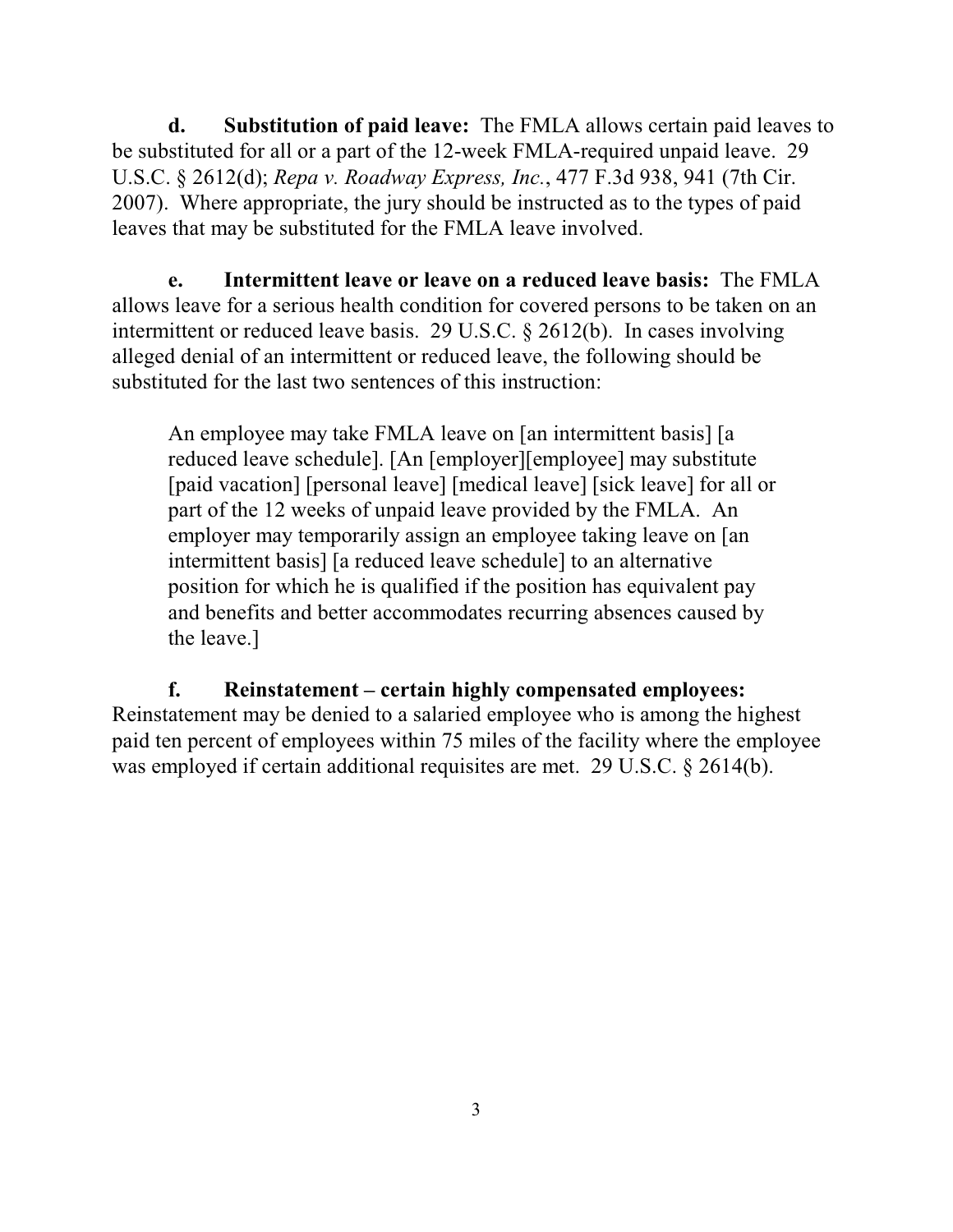**d. Substitution of paid leave:** The FMLA allows certain paid leaves to be substituted for all or a part of the 12-week FMLA-required unpaid leave. 29 U.S.C. § 2612(d); *Repa v. Roadway Express, Inc.*, 477 F.3d 938, 941 (7th Cir. 2007). Where appropriate, the jury should be instructed as to the types of paid leaves that may be substituted for the FMLA leave involved.

**e. Intermittent leave or leave on a reduced leave basis:** The FMLA allows leave for a serious health condition for covered persons to be taken on an intermittent or reduced leave basis. 29 U.S.C. § 2612(b). In cases involving alleged denial of an intermittent or reduced leave, the following should be substituted for the last two sentences of this instruction:

> An employee may take FMLA leave on [an intermittent basis] [a reduced leave schedule]. [An [employer][employee] may substitute [paid vacation] [personal leave] [medical leave] [sick leave] for all or part of the 12 weeks of unpaid leave provided by the FMLA. An employer may temporarily assign an employee taking leave on [an intermittent basis] [a reduced leave schedule] to an alternative position for which he is qualified if the position has equivalent pay and benefits and better accommodates recurring absences caused by the leave.]

**f. Reinstatement – certain highly compensated employees:** Reinstatement may be denied to a salaried employee who is among the highest paid ten percent of employees within 75 miles of the facility where the employee was employed if certain additional requisites are met. 29 U.S.C. § 2614(b).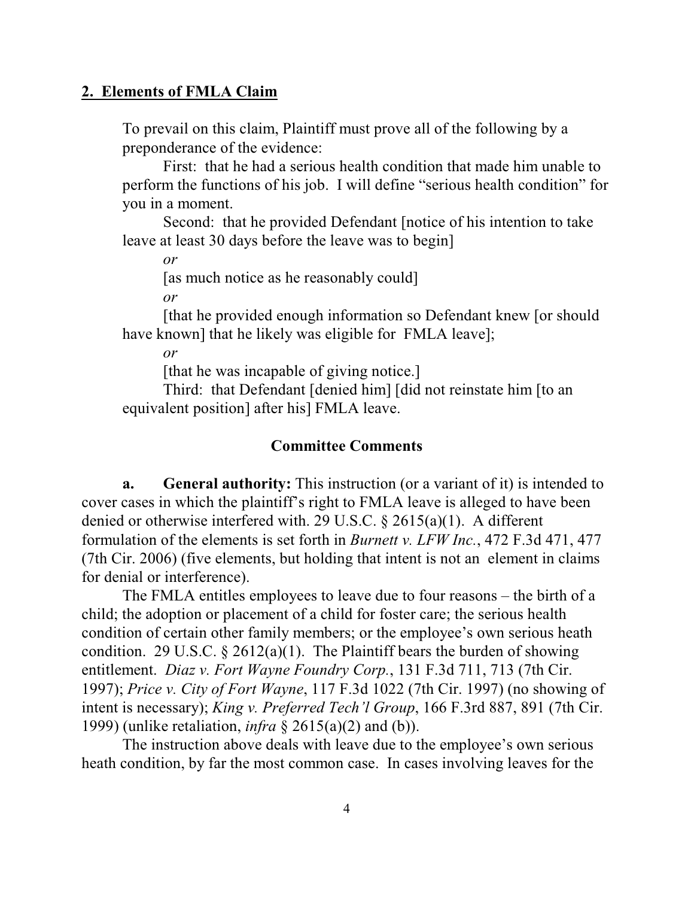## 2. Elements of FMLA Claim

To prevail on this claim, Plaintiff must prove all of the following by a preponderance of the evidence:

First: that he had a serious health condition that made him unable to perform the functions of his job. I will define "serious health condition" for you in a moment.

Second: that he provided Defendant [notice of his intention to take leave at least 30 days before the leave was to begin]

*or*

[as much notice as he reasonably could]

*or*

[that he provided enough information so Defendant knew [or should have known] that he likely was eligible for FMLA leave];

*or*

[that he was incapable of giving notice.]

Third: that Defendant [denied him] [did not reinstate him [to an equivalent position] after his] FMLA leave.

### Committee Comments

**a. General authority:** This instruction (or a variant of it) is intended to cover cases in which the plaintiff's right to FMLA leave is alleged to have been denied or otherwise interfered with. 29 U.S.C. § 2615(a)(1). A different formulation of the elements is set forth in *Burnett v. LFW Inc.*, 472 F.3d 471, 477 (7th Cir. 2006) (five elements, but holding that intent is not an element in claims for denial or interference).

The FMLA entitles employees to leave due to four reasons – the birth of a child; the adoption or placement of a child for foster care; the serious health condition of certain other family members; or the employee's own serious heath condition. 29 U.S.C. § 2612(a)(1). The Plaintiff bears the burden of showing entitlement. *Diaz v. Fort Wayne Foundry Corp.*, 131 F.3d 711, 713 (7th Cir. 1997); *Price v. City of Fort Wayne*, 117 F.3d 1022 (7th Cir. 1997) (no showing of intent is necessary); *King v. Preferred Tech'l Group*, 166 F.3rd 887, 891 (7th Cir. 1999) (unlike retaliation, *infra* § 2615(a)(2) and (b)).

The instruction above deals with leave due to the employee's own serious heath condition, by far the most common case. In cases involving leaves for the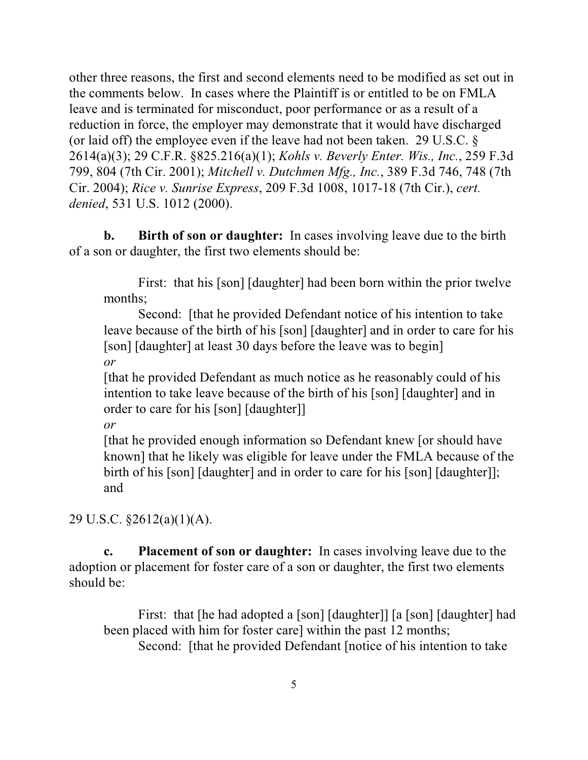other three reasons, the first and second elements need to be modified as set out in the comments below. In cases where the Plaintiff is or entitled to be on FMLA leave and is terminated for misconduct, poor performance or as a result of a reduction in force, the employer may demonstrate that it would have discharged (or laid off) the employee even if the leave had not been taken. 29 U.S.C. § 2614(a)(3); 29 C.F.R. §825.216(a)(1); *Kohls v. Beverly Enter. Wis., Inc.*, 259 F.3d 799, 804 (7th Cir. 2001); *Mitchell v. Dutchmen Mfg., Inc.*, 389 F.3d 746, 748 (7th Cir. 2004); *Rice v. Sunrise Express*, 209 F.3d 1008, 1017-18 (7th Cir.), *cert. denied*, 531 U.S. 1012 (2000).

**b. Birth of son or daughter:** In cases involving leave due to the birth of a son or daughter, the first two elements should be:

> First: that his [son] [daughter] had been born within the prior twelve months;
>
> Second: [that he provided Defendant notice of his intention to take leave because of the birth of his [son] [daughter] and in order to care for his [son] [daughter] at least 30 days before the leave was to begin]
>
> *or*
>
> [that he provided Defendant as much notice as he reasonably could of his intention to take leave because of the birth of his [son] [daughter] and in order to care for his [son] [daughter]]
>
> *or*
>
> [that he provided enough information so Defendant knew [or should have known] that he likely was eligible for leave under the FMLA because of the birth of his [son] [daughter] and in order to care for his [son] [daughter]]; and

29 U.S.C. §2612(a)(1)(A).

**c. Placement of son or daughter:** In cases involving leave due to the adoption or placement for foster care of a son or daughter, the first two elements should be:

> First: that [he had adopted a [son] [daughter]] [a [son] [daughter] had been placed with him for foster care] within the past 12 months;
>
> Second: [that he provided Defendant [notice of his intention to take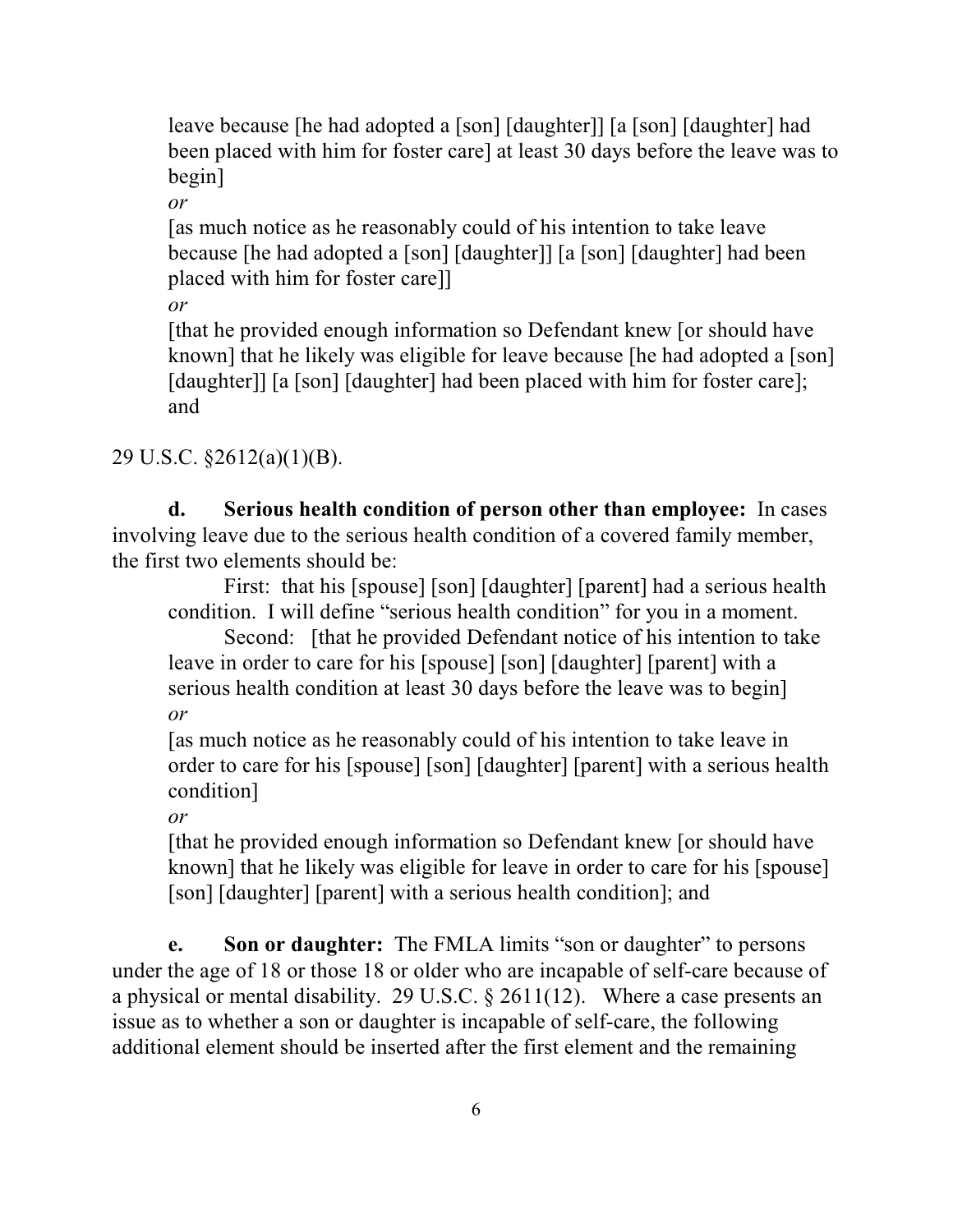leave because [he had adopted a [son] [daughter]] [a [son] [daughter] had been placed with him for foster care] at least 30 days before the leave was to begin]

*or*

[as much notice as he reasonably could of his intention to take leave because [he had adopted a [son] [daughter]] [a [son] [daughter] had been placed with him for foster care]]

*or*

[that he provided enough information so Defendant knew [or should have known] that he likely was eligible for leave because [he had adopted a [son] [daughter]] [a [son] [daughter] had been placed with him for foster care]; and

29 U.S.C. §2612(a)(1)(B).

**d. Serious health condition of person other than employee:** In cases involving leave due to the serious health condition of a covered family member, the first two elements should be:

First: that his [spouse] [son] [daughter] [parent] had a serious health condition. I will define "serious health condition" for you in a moment.

Second: [that he provided Defendant notice of his intention to take leave in order to care for his [spouse] [son] [daughter] [parent] with a serious health condition at least 30 days before the leave was to begin]

*or*

[as much notice as he reasonably could of his intention to take leave in order to care for his [spouse] [son] [daughter] [parent] with a serious health condition]

*or*

[that he provided enough information so Defendant knew [or should have known] that he likely was eligible for leave in order to care for his [spouse] [son] [daughter] [parent] with a serious health condition]; and

**e. Son or daughter:** The FMLA limits "son or daughter" to persons under the age of 18 or those 18 or older who are incapable of self-care because of a physical or mental disability. 29 U.S.C. § 2611(12). Where a case presents an issue as to whether a son or daughter is incapable of self-care, the following additional element should be inserted after the first element and the remaining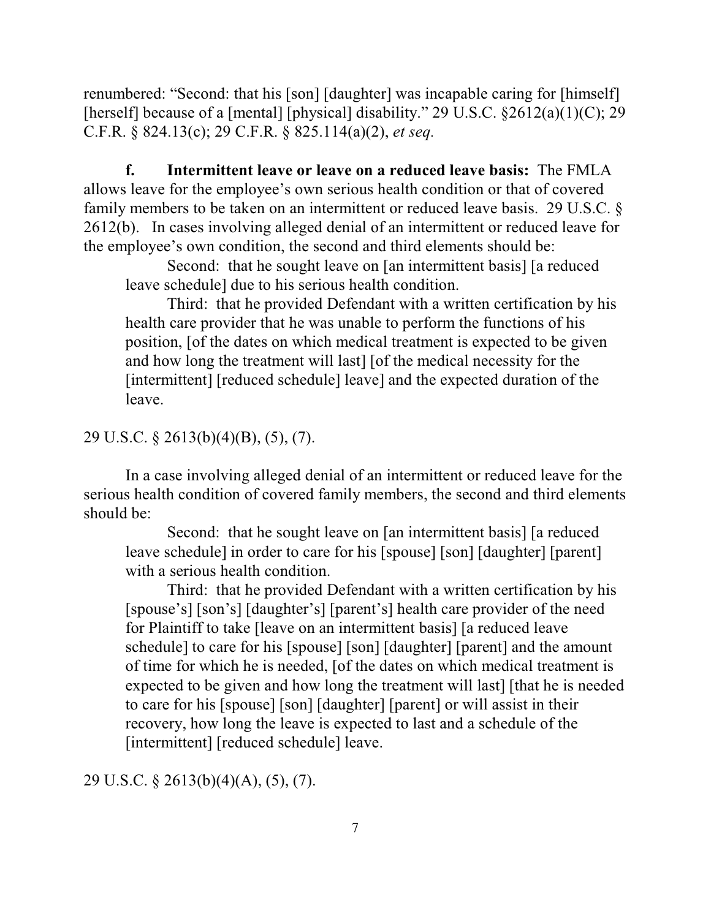renumbered: "Second: that his [son] [daughter] was incapable caring for [himself] [herself] because of a [mental] [physical] disability." 29 U.S.C. §2612(a)(1)(C); 29 C.F.R. § 824.13(c); 29 C.F.R. § 825.114(a)(2), *et seq.*

**f. Intermittent leave or leave on a reduced leave basis:** The FMLA allows leave for the employee's own serious health condition or that of covered family members to be taken on an intermittent or reduced leave basis. 29 U.S.C. § 2612(b). In cases involving alleged denial of an intermittent or reduced leave for the employee's own condition, the second and third elements should be:

> Second: that he sought leave on [an intermittent basis] [a reduced leave schedule] due to his serious health condition.
>
> Third: that he provided Defendant with a written certification by his health care provider that he was unable to perform the functions of his position, [of the dates on which medical treatment is expected to be given and how long the treatment will last] [of the medical necessity for the [intermittent] [reduced schedule] leave] and the expected duration of the leave.

29 U.S.C. § 2613(b)(4)(B), (5), (7).

In a case involving alleged denial of an intermittent or reduced leave for the serious health condition of covered family members, the second and third elements should be:

> Second: that he sought leave on [an intermittent basis] [a reduced leave schedule] in order to care for his [spouse] [son] [daughter] [parent] with a serious health condition.
>
> Third: that he provided Defendant with a written certification by his [spouse's] [son's] [daughter's] [parent's] health care provider of the need for Plaintiff to take [leave on an intermittent basis] [a reduced leave schedule] to care for his [spouse] [son] [daughter] [parent] and the amount of time for which he is needed, [of the dates on which medical treatment is expected to be given and how long the treatment will last] [that he is needed to care for his [spouse] [son] [daughter] [parent] or will assist in their recovery, how long the leave is expected to last and a schedule of the [intermittent] [reduced schedule] leave.

29 U.S.C. § 2613(b)(4)(A), (5), (7).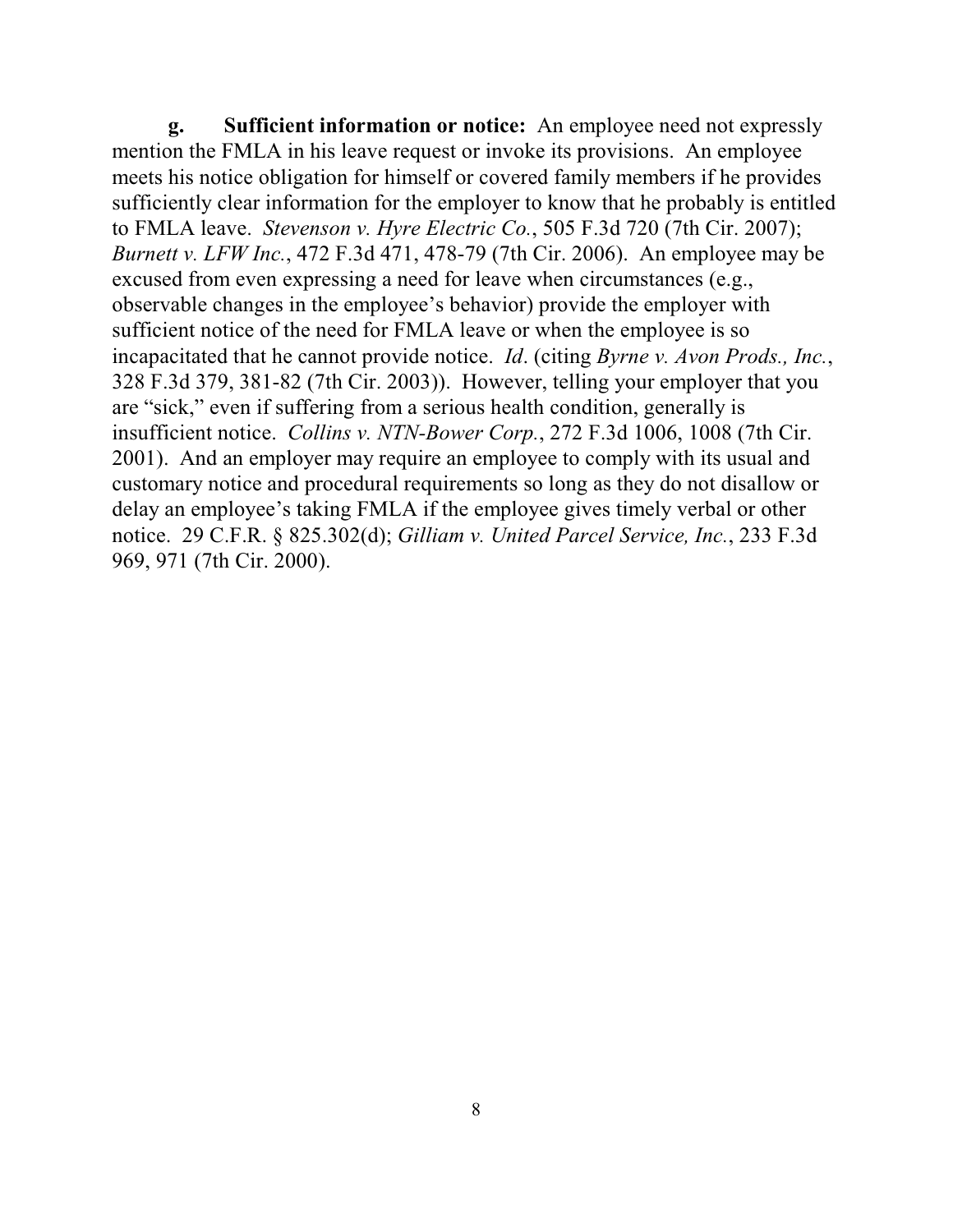**g. Sufficient information or notice:** An employee need not expressly mention the FMLA in his leave request or invoke its provisions. An employee meets his notice obligation for himself or covered family members if he provides sufficiently clear information for the employer to know that he probably is entitled to FMLA leave. *Stevenson v. Hyre Electric Co.*, 505 F.3d 720 (7th Cir. 2007); *Burnett v. LFW Inc.*, 472 F.3d 471, 478-79 (7th Cir. 2006). An employee may be excused from even expressing a need for leave when circumstances (e.g., observable changes in the employee's behavior) provide the employer with sufficient notice of the need for FMLA leave or when the employee is so incapacitated that he cannot provide notice. *Id*. (citing *Byrne v. Avon Prods., Inc.*, 328 F.3d 379, 381-82 (7th Cir. 2003)). However, telling your employer that you are "sick," even if suffering from a serious health condition, generally is insufficient notice. *Collins v. NTN-Bower Corp.*, 272 F.3d 1006, 1008 (7th Cir. 2001). And an employer may require an employee to comply with its usual and customary notice and procedural requirements so long as they do not disallow or delay an employee's taking FMLA if the employee gives timely verbal or other notice. 29 C.F.R. § 825.302(d); *Gilliam v. United Parcel Service, Inc.*, 233 F.3d 969, 971 (7th Cir. 2000).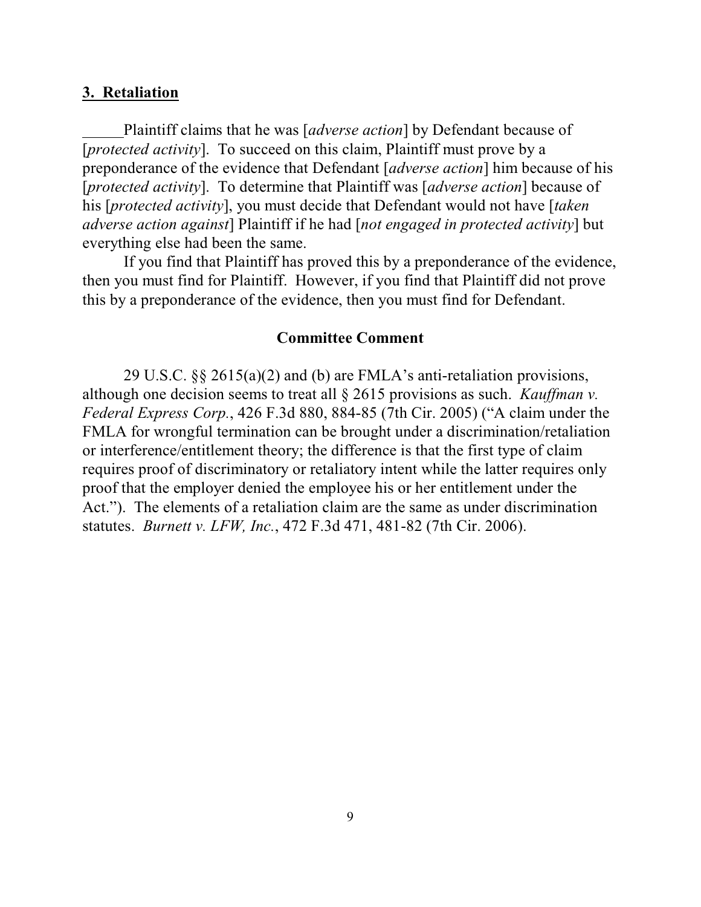### **3. Retaliation**

_____Plaintiff claims that he was [*adverse action*] by Defendant because of [*protected activity*]. To succeed on this claim, Plaintiff must prove by a preponderance of the evidence that Defendant [*adverse action*] him because of his [*protected activity*]. To determine that Plaintiff was [*adverse action*] because of his [*protected activity*], you must decide that Defendant would not have [*taken adverse action against*] Plaintiff if he had [*not engaged in protected activity*] but everything else had been the same.

If you find that Plaintiff has proved this by a preponderance of the evidence, then you must find for Plaintiff. However, if you find that Plaintiff did not prove this by a preponderance of the evidence, then you must find for Defendant.

**Committee Comment**

29 U.S.C. §§ 2615(a)(2) and (b) are FMLA's anti-retaliation provisions, although one decision seems to treat all § 2615 provisions as such. *Kauffman v. Federal Express Corp.*, 426 F.3d 880, 884-85 (7th Cir. 2005) ("A claim under the FMLA for wrongful termination can be brought under a discrimination/retaliation or interference/entitlement theory; the difference is that the first type of claim requires proof of discriminatory or retaliatory intent while the latter requires only proof that the employer denied the employee his or her entitlement under the Act."). The elements of a retaliation claim are the same as under discrimination statutes. *Burnett v. LFW, Inc.*, 472 F.3d 471, 481-82 (7th Cir. 2006).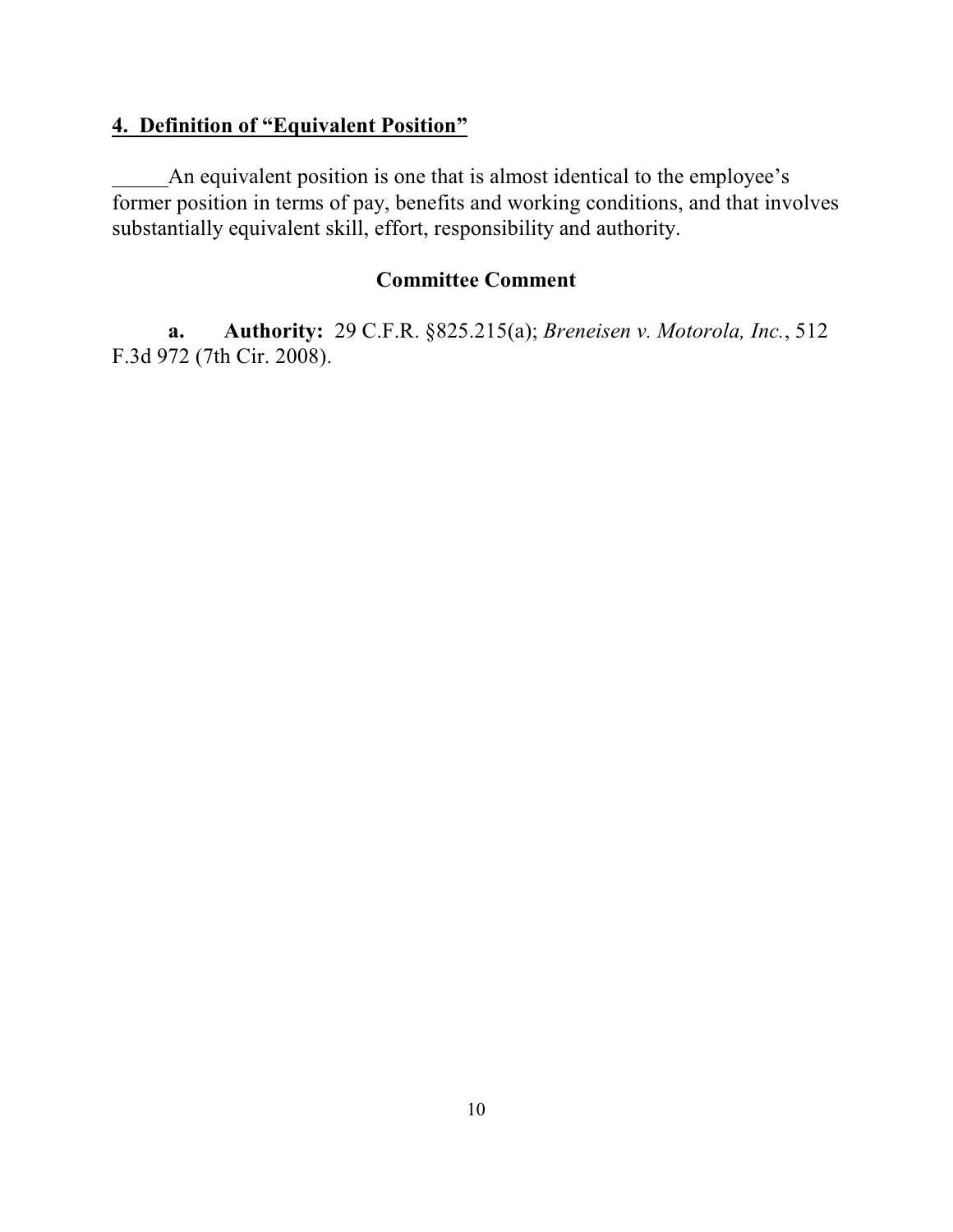## 4. Definition of "Equivalent Position"

An equivalent position is one that is almost identical to the employee's former position in terms of pay, benefits and working conditions, and that involves substantially equivalent skill, effort, responsibility and authority.

### Committee Comment

**a. Authority:** 29 C.F.R. §825.215(a); *Breneisen v. Motorola, Inc.*, 512 F.3d 972 (7th Cir. 2008).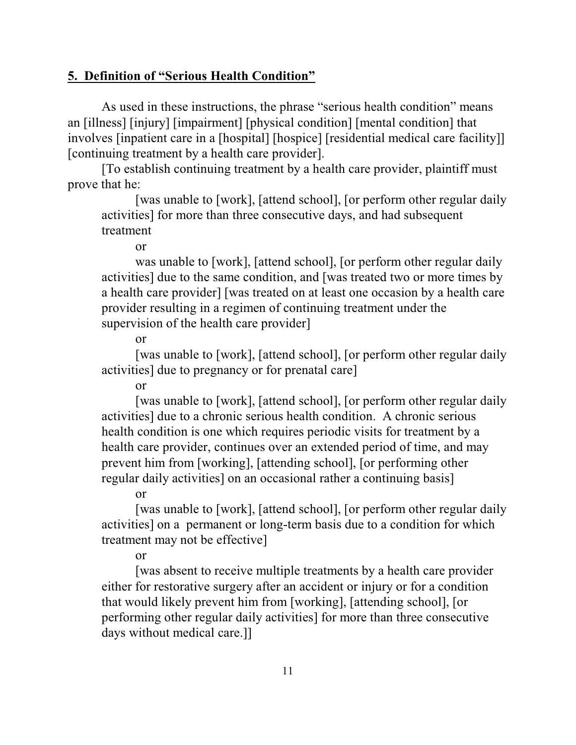**5. Definition of "Serious Health Condition"**

As used in these instructions, the phrase "serious health condition" means an [illness] [injury] [impairment] [physical condition] [mental condition] that involves [inpatient care in a [hospital] [hospice] [residential medical care facility]] [continuing treatment by a health care provider].

[To establish continuing treatment by a health care provider, plaintiff must prove that he:

> [was unable to [work], [attend school], [or perform other regular daily activities] for more than three consecutive days, and had subsequent treatment
>
> or
>
> was unable to [work], [attend school], [or perform other regular daily activities] due to the same condition, and [was treated two or more times by a health care provider] [was treated on at least one occasion by a health care provider resulting in a regimen of continuing treatment under the supervision of the health care provider]
>
> or
>
> [was unable to [work], [attend school], [or perform other regular daily activities] due to pregnancy or for prenatal care]
>
> or
>
> [was unable to [work], [attend school], [or perform other regular daily activities] due to a chronic serious health condition. A chronic serious health condition is one which requires periodic visits for treatment by a health care provider, continues over an extended period of time, and may prevent him from [working], [attending school], [or performing other regular daily activities] on an occasional rather a continuing basis]
>
> or
>
> [was unable to [work], [attend school], [or perform other regular daily activities] on a permanent or long-term basis due to a condition for which treatment may not be effective]
>
> or
>
> [was absent to receive multiple treatments by a health care provider either for restorative surgery after an accident or injury or for a condition that would likely prevent him from [working], [attending school], [or performing other regular daily activities] for more than three consecutive days without medical care.]]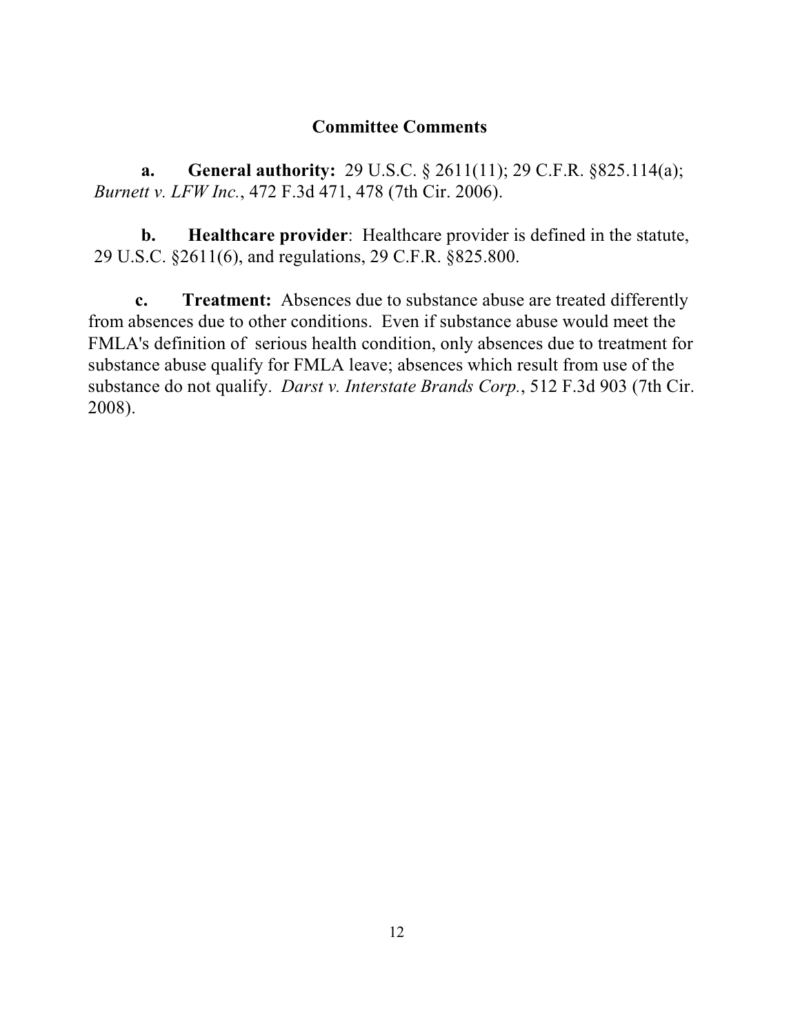## Committee Comments

**a. General authority:** 29 U.S.C. § 2611(11); 29 C.F.R. §825.114(a); *Burnett v. LFW Inc.*, 472 F.3d 471, 478 (7th Cir. 2006).

**b. Healthcare provider**: Healthcare provider is defined in the statute, 29 U.S.C. §2611(6), and regulations, 29 C.F.R. §825.800.

**c. Treatment:** Absences due to substance abuse are treated differently from absences due to other conditions. Even if substance abuse would meet the FMLA's definition of serious health condition, only absences due to treatment for substance abuse qualify for FMLA leave; absences which result from use of the substance do not qualify. *Darst v. Interstate Brands Corp.*, 512 F.3d 903 (7th Cir. 2008).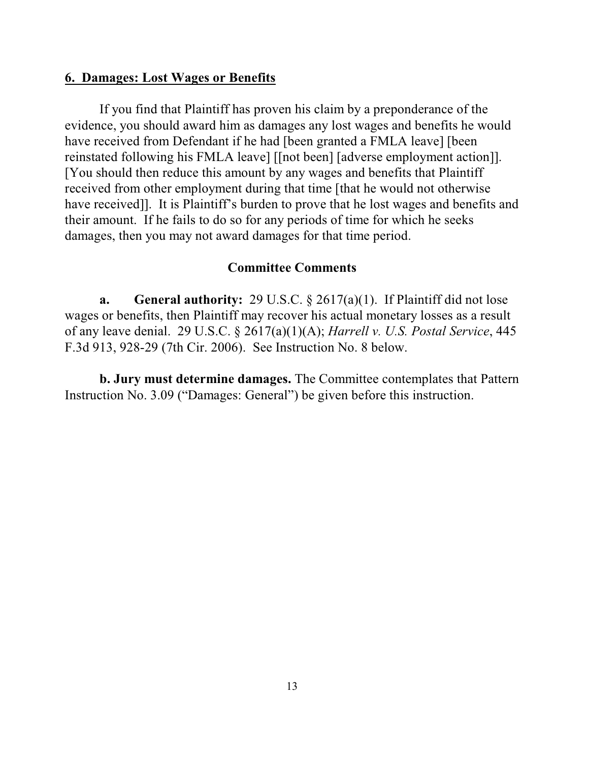## 6. Damages: Lost Wages or Benefits

If you find that Plaintiff has proven his claim by a preponderance of the evidence, you should award him as damages any lost wages and benefits he would have received from Defendant if he had [been granted a FMLA leave] [been reinstated following his FMLA leave] [[not been] [adverse employment action]]. [You should then reduce this amount by any wages and benefits that Plaintiff received from other employment during that time [that he would not otherwise have received]]. It is Plaintiff's burden to prove that he lost wages and benefits and their amount. If he fails to do so for any periods of time for which he seeks damages, then you may not award damages for that time period.

### Committee Comments

**a. General authority:** 29 U.S.C. § 2617(a)(1). If Plaintiff did not lose wages or benefits, then Plaintiff may recover his actual monetary losses as a result of any leave denial. 29 U.S.C. § 2617(a)(1)(A); *Harrell v. U.S. Postal Service*, 445 F.3d 913, 928-29 (7th Cir. 2006). See Instruction No. 8 below.

**b. Jury must determine damages.** The Committee contemplates that Pattern Instruction No. 3.09 ("Damages: General") be given before this instruction.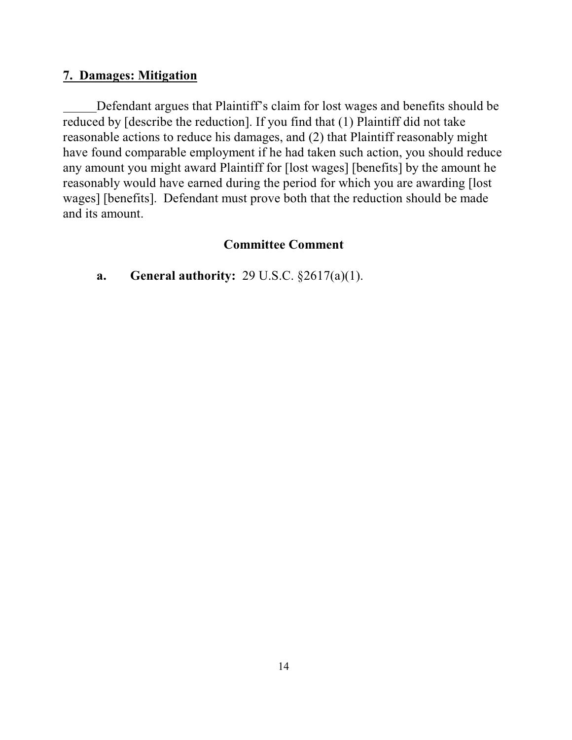## 7. Damages: Mitigation

_____Defendant argues that Plaintiff's claim for lost wages and benefits should be reduced by [describe the reduction]. If you find that (1) Plaintiff did not take reasonable actions to reduce his damages, and (2) that Plaintiff reasonably might have found comparable employment if he had taken such action, you should reduce any amount you might award Plaintiff for [lost wages] [benefits] by the amount he reasonably would have earned during the period for which you are awarding [lost wages] [benefits]. Defendant must prove both that the reduction should be made and its amount.

### Committee Comment

**a. General authority:** 29 U.S.C. §2617(a)(1).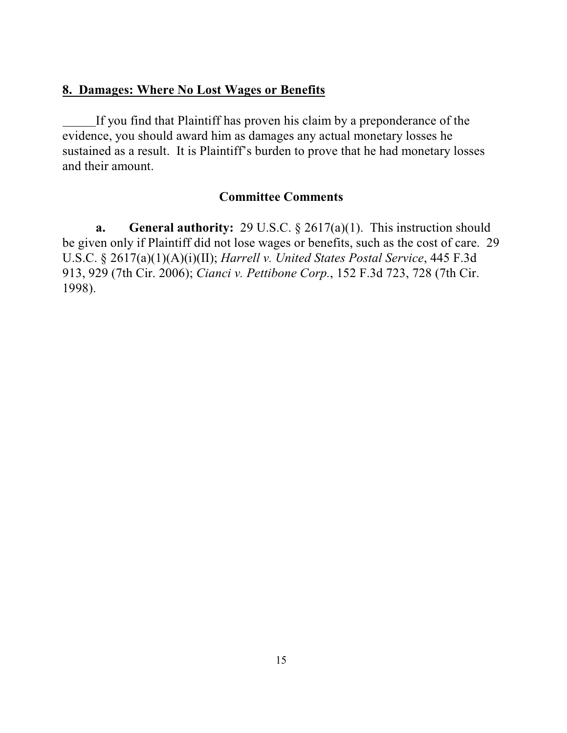## 8. Damages: Where No Lost Wages or Benefits

If you find that Plaintiff has proven his claim by a preponderance of the evidence, you should award him as damages any actual monetary losses he sustained as a result. It is Plaintiff's burden to prove that he had monetary losses and their amount.

### Committee Comments

**a. General authority:** 29 U.S.C. § 2617(a)(1). This instruction should be given only if Plaintiff did not lose wages or benefits, such as the cost of care. 29 U.S.C. § 2617(a)(1)(A)(i)(II); *Harrell v. United States Postal Service*, 445 F.3d 913, 929 (7th Cir. 2006); *Cianci v. Pettibone Corp.*, 152 F.3d 723, 728 (7th Cir. 1998).